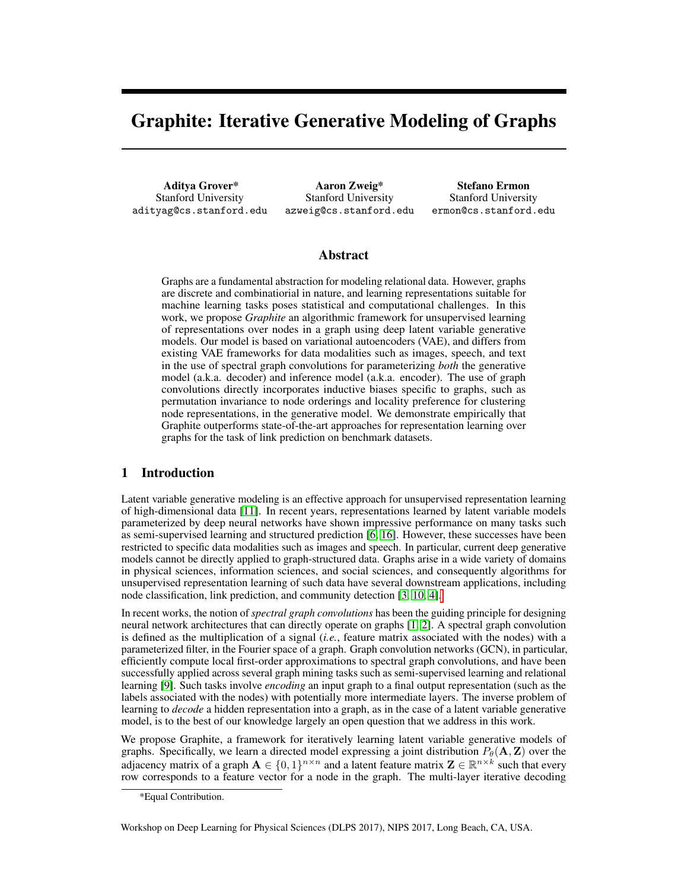# Graphite: Iterative Generative Modeling of Graphs

**Aditya Grover***
Stanford University
adityag@cs.stanford.edu

**Aaron Zweig***
Stanford University
azweig@cs.stanford.edu

**Stefano Ermon**
Stanford University
ermon@cs.stanford.edu

## Abstract

Graphs are a fundamental abstraction for modeling relational data. However, graphs are discrete and combinatiorial in nature, and learning representations suitable for machine learning tasks poses statistical and computational challenges. In this work, we propose *Graphite* an algorithmic framework for unsupervised learning of representations over nodes in a graph using deep latent variable generative models. Our model is based on variational autoencoders (VAE), and differs from existing VAE frameworks for data modalities such as images, speech, and text in the use of spectral graph convolutions for parameterizing *both* the generative model (a.k.a. decoder) and inference model (a.k.a. encoder). The use of graph convolutions directly incorporates inductive biases specific to graphs, such as permutation invariance to node orderings and locality preference for clustering node representations, in the generative model. We demonstrate empirically that Graphite outperforms state-of-the-art approaches for representation learning over graphs for the task of link prediction on benchmark datasets.

## 1 Introduction

Latent variable generative modeling is an effective approach for unsupervised representation learning of high-dimensional data [11]. In recent years, representations learned by latent variable models parameterized by deep neural networks have shown impressive performance on many tasks such as semi-supervised learning and structured prediction [6, 16]. However, these successes have been restricted to specific data modalities such as images and speech. In particular, current deep generative models cannot be directly applied to graph-structured data. Graphs arise in a wide variety of domains in physical sciences, information sciences, and social sciences, and consequently algorithms for unsupervised representation learning of such data have several downstream applications, including node classification, link prediction, and community detection [3, 10, 4].

In recent works, the notion of *spectral graph convolutions* has been the guiding principle for designing neural network architectures that can directly operate on graphs [1, 2]. A spectral graph convolution is defined as the multiplication of a signal (*i.e.*, feature matrix associated with the nodes) with a parameterized filter, in the Fourier space of a graph. Graph convolution networks (GCN), in particular, efficiently compute local first-order approximations to spectral graph convolutions, and have been successfully applied across several graph mining tasks such as semi-supervised learning and relational learning [9]. Such tasks involve *encoding* an input graph to a final output representation (such as the labels associated with the nodes) with potentially more intermediate layers. The inverse problem of learning to *decode* a hidden representation into a graph, as in the case of a latent variable generative model, is to the best of our knowledge largely an open question that we address in this work.

We propose Graphite, a framework for iteratively learning latent variable generative models of graphs. Specifically, we learn a directed model expressing a joint distribution $P_\theta(\mathbf{A}, \mathbf{Z})$ over the adjacency matrix of a graph $\mathbf{A} \in \{0, 1\}^{n \times n}$ and a latent feature matrix $\mathbf{Z} \in \mathbb{R}^{n \times k}$ such that every row corresponds to a feature vector for a node in the graph. The multi-layer iterative decoding

*Equal Contribution.

Workshop on Deep Learning for Physical Sciences (DLPS 2017), NIPS 2017, Long Beach, CA, USA.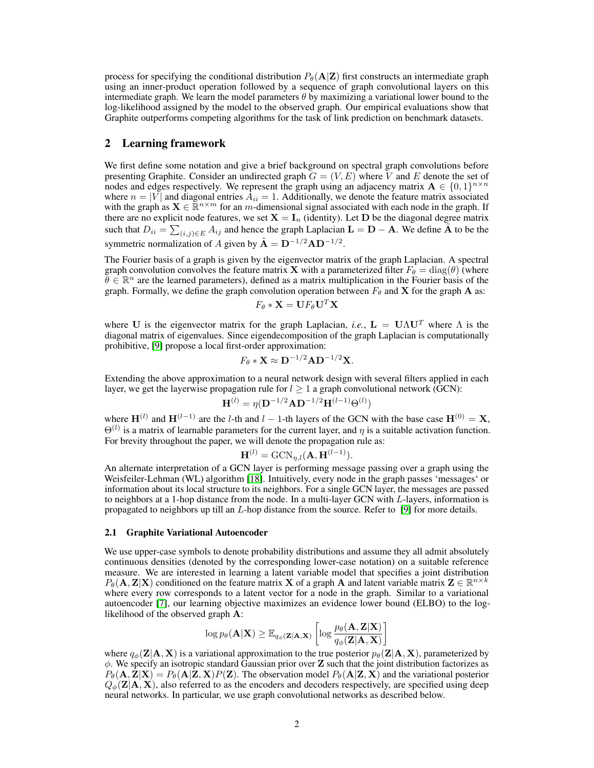process for specifying the conditional distribution $P_\theta(\mathbf{A}|\mathbf{Z})$ first constructs an intermediate graph using an inner-product operation followed by a sequence of graph convolutional layers on this intermediate graph. We learn the model parameters $\theta$ by maximizing a variational lower bound to the log-likelihood assigned by the model to the observed graph. Our empirical evaluations show that Graphite outperforms competing algorithms for the task of link prediction on benchmark datasets.

## 2 Learning framework

We first define some notation and give a brief background on spectral graph convolutions before presenting Graphite. Consider an undirected graph $G = (V, E)$ where $V$ and $E$ denote the set of nodes and edges respectively. We represent the graph using an adjacency matrix $\mathbf{A} \in \{0, 1\}^{n \times n}$ where $n = |V|$ and diagonal entries $A_{ii} = 1$. Additionally, we denote the feature matrix associated with the graph as $\mathbf{X} \in \mathbb{R}^{n \times m}$ for an $m$-dimensional signal associated with each node in the graph. If there are no explicit node features, we set $\mathbf{X} = \mathbf{I}_n$ (identity). Let $\mathbf{D}$ be the diagonal degree matrix such that $D_{ii} = \sum_{(i,j) \in E} A_{ij}$ and hence the graph Laplacian $\mathbf{L} = \mathbf{D} - \mathbf{A}$. We define $\tilde{\mathbf{A}}$ to be the symmetric normalization of $A$ given by $\tilde{\mathbf{A}} = \mathbf{D}^{-1/2}\mathbf{A}\mathbf{D}^{-1/2}$.

The Fourier basis of a graph is given by the eigenvector matrix of the graph Laplacian. A spectral graph convolution convolves the feature matrix $\mathbf{X}$ with a parameterized filter $F_\theta = \mathrm{diag}(\theta)$ (where $\theta \in \mathbb{R}^n$ are the learned parameters), defined as a matrix multiplication in the Fourier basis of the graph. Formally, we define the graph convolution operation between $F_\theta$ and $\mathbf{X}$ for the graph $\mathbf{A}$ as:

$$F_\theta * \mathbf{X} = \mathbf{U} F_\theta \mathbf{U}^T \mathbf{X}$$

where $\mathbf{U}$ is the eigenvector matrix for the graph Laplacian, *i.e.*, $\mathbf{L} = \mathbf{U}\Lambda\mathbf{U}^T$ where $\Lambda$ is the diagonal matrix of eigenvalues. Since eigendecomposition of the graph Laplacian is computationally prohibitive, [9] propose a local first-order approximation:

$$F_\theta * \mathbf{X} \approx \mathbf{D}^{-1/2}\mathbf{A}\mathbf{D}^{-1/2}\mathbf{X}.$$

Extending the above approximation to a neural network design with several filters applied in each layer, we get the layerwise propagation rule for $l \geq 1$ a graph convolutional network (GCN):

$$\mathbf{H}^{(l)} = \eta(\mathbf{D}^{-1/2}\mathbf{A}\mathbf{D}^{-1/2}\mathbf{H}^{(l-1)}\Theta^{(l)})$$

where $\mathbf{H}^{(l)}$ and $\mathbf{H}^{(l-1)}$ are the $l$-th and $l-1$-th layers of the GCN with the base case $\mathbf{H}^{(0)} = \mathbf{X}$, $\Theta^{(l)}$ is a matrix of learnable parameters for the current layer, and $\eta$ is a suitable activation function. For brevity throughout the paper, we will denote the propagation rule as:

$$\mathbf{H}^{(l)} = \mathrm{GCN}_{\eta,l}(\mathbf{A}, \mathbf{H}^{(l-1)}).$$

An alternate interpretation of a GCN layer is performing message passing over a graph using the Weisfeiler-Lehman (WL) algorithm [18]. Intuitively, every node in the graph passes 'messages' or information about its local structure to its neighbors. For a single GCN layer, the messages are passed to neighbors at a 1-hop distance from the node. In a multi-layer GCN with $L$-layers, information is propagated to neighbors up till an $L$-hop distance from the source. Refer to [9] for more details.

### 2.1 Graphite Variational Autoencoder

We use upper-case symbols to denote probability distributions and assume they all admit absolutely continuous densities (denoted by the corresponding lower-case notation) on a suitable reference measure. We are interested in learning a latent variable model that specifies a joint distribution $P_\theta(\mathbf{A}, \mathbf{Z}|\mathbf{X})$ conditioned on the feature matrix $\mathbf{X}$ of a graph $\mathbf{A}$ and latent variable matrix $\mathbf{Z} \in \mathbb{R}^{n \times k}$ where every row corresponds to a latent vector for a node in the graph. Similar to a variational autoencoder [7], our learning objective maximizes an evidence lower bound (ELBO) to the log-likelihood of the observed graph $\mathbf{A}$:

$$\log p_\theta(\mathbf{A}|\mathbf{X}) \geq \mathbb{E}_{q_\phi(\mathbf{Z}|\mathbf{A},\mathbf{X})}\left[\log \frac{p_\theta(\mathbf{A}, \mathbf{Z}|\mathbf{X})}{q_\phi(\mathbf{Z}|\mathbf{A}, \mathbf{X})}\right]$$

where $q_\phi(\mathbf{Z}|\mathbf{A}, \mathbf{X})$ is a variational approximation to the true posterior $p_\theta(\mathbf{Z}|\mathbf{A}, \mathbf{X})$, parameterized by $\phi$. We specify an isotropic standard Gaussian prior over $\mathbf{Z}$ such that the joint distribution factorizes as $P_\theta(\mathbf{A}, \mathbf{Z}|\mathbf{X}) = P_\theta(\mathbf{A}|\mathbf{Z}, \mathbf{X})P(\mathbf{Z})$. The observation model $P_\theta(\mathbf{A}|\mathbf{Z}, \mathbf{X})$ and the variational posterior $Q_\phi(\mathbf{Z}|\mathbf{A}, \mathbf{X})$, also referred to as the encoders and decoders respectively, are specified using deep neural networks. In particular, we use graph convolutional networks as described below.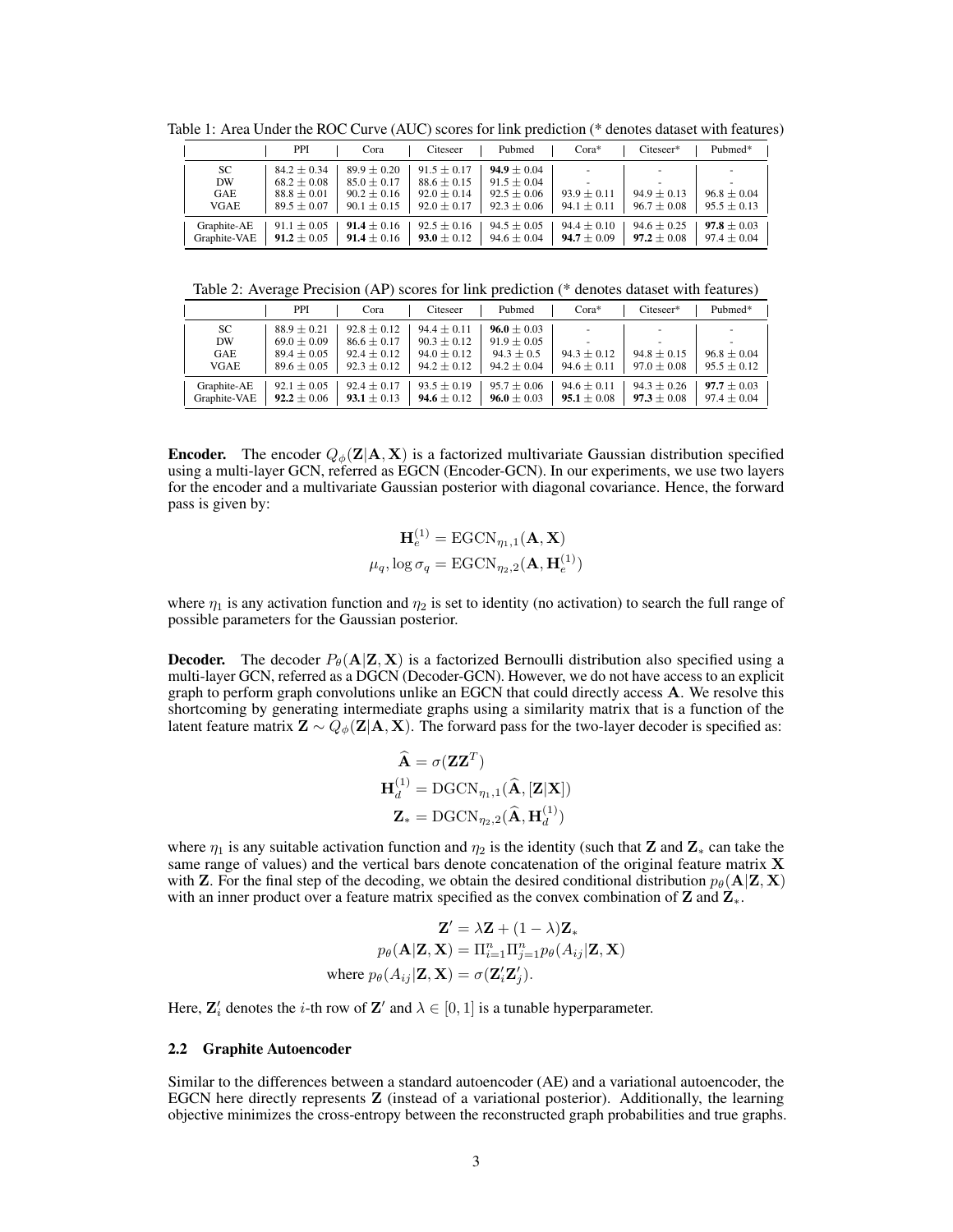Table 1: Area Under the ROC Curve (AUC) scores for link prediction (* denotes dataset with features)

| | PPI | Cora | Citeseer | Pubmed | Cora* | Citeseer* | Pubmed* |
|---|---|---|---|---|---|---|---|
| SC | $84.2 \pm 0.34$ | $89.9 \pm 0.20$ | $91.5 \pm 0.17$ | $\mathbf{94.9} \pm 0.04$ | - | - | - |
| DW | $68.2 \pm 0.08$ | $85.0 \pm 0.17$ | $88.6 \pm 0.15$ | $91.5 \pm 0.04$ | - | - | - |
| GAE | $88.8 \pm 0.01$ | $90.2 \pm 0.16$ | $92.0 \pm 0.14$ | $92.5 \pm 0.06$ | $93.9 \pm 0.11$ | $94.9 \pm 0.13$ | $96.8 \pm 0.04$ |
| VGAE | $89.5 \pm 0.07$ | $90.1 \pm 0.15$ | $92.0 \pm 0.17$ | $92.3 \pm 0.06$ | $94.1 \pm 0.11$ | $96.7 \pm 0.08$ | $95.5 \pm 0.13$ |
| Graphite-AE | $91.1 \pm 0.05$ | $\mathbf{91.4} \pm 0.16$ | $92.5 \pm 0.16$ | $94.5 \pm 0.05$ | $94.4 \pm 0.10$ | $94.6 \pm 0.25$ | $\mathbf{97.8} \pm 0.03$ |
| Graphite-VAE | $\mathbf{91.2} \pm 0.05$ | $\mathbf{91.4} \pm 0.16$ | $\mathbf{93.0} \pm 0.12$ | $94.6 \pm 0.04$ | $\mathbf{94.7} \pm 0.09$ | $\mathbf{97.2} \pm 0.08$ | $97.4 \pm 0.04$ |

Table 2: Average Precision (AP) scores for link prediction (* denotes dataset with features)

| | PPI | Cora | Citeseer | Pubmed | Cora* | Citeseer* | Pubmed* |
|---|---|---|---|---|---|---|---|
| SC | $88.9 \pm 0.21$ | $92.8 \pm 0.12$ | $94.4 \pm 0.11$ | $96.0 \pm 0.03$ | - | - | - |
| DW | $69.0 \pm 0.09$ | $86.6 \pm 0.17$ | $90.3 \pm 0.12$ | $91.9 \pm 0.05$ | - | - | - |
| GAE | $89.4 \pm 0.05$ | $92.4 \pm 0.12$ | $94.0 \pm 0.12$ | $94.3 \pm 0.5$ | $94.3 \pm 0.12$ | $94.8 \pm 0.15$ | $96.8 \pm 0.04$ |
| VGAE | $89.6 \pm 0.05$ | $92.3 \pm 0.12$ | $94.2 \pm 0.12$ | $94.2 \pm 0.04$ | $94.6 \pm 0.11$ | $97.0 \pm 0.08$ | $95.5 \pm 0.12$ |
| Graphite-AE | $92.1 \pm 0.05$ | $92.4 \pm 0.17$ | $93.5 \pm 0.19$ | $95.7 \pm 0.06$ | $94.6 \pm 0.11$ | $94.3 \pm 0.26$ | $\mathbf{97.7} \pm 0.03$ |
| Graphite-VAE | $\mathbf{92.2} \pm 0.06$ | $\mathbf{93.1} \pm 0.13$ | $\mathbf{94.6} \pm 0.12$ | $\mathbf{96.0} \pm 0.03$ | $\mathbf{95.1} \pm 0.08$ | $\mathbf{97.3} \pm 0.08$ | $97.4 \pm 0.04$ |

**Encoder.** The encoder $Q_\phi(\mathbf{Z}|\mathbf{A}, \mathbf{X})$ is a factorized multivariate Gaussian distribution specified using a multi-layer GCN, referred as EGCN (Encoder-GCN). In our experiments, we use two layers for the encoder and a multivariate Gaussian posterior with diagonal covariance. Hence, the forward pass is given by:

$$\mathbf{H}_e^{(1)} = \mathrm{EGCN}_{\eta_1,1}(\mathbf{A}, \mathbf{X})$$
$$\mu_q, \log \sigma_q = \mathrm{EGCN}_{\eta_2,2}(\mathbf{A}, \mathbf{H}_e^{(1)})$$

where $\eta_1$ is any activation function and $\eta_2$ is set to identity (no activation) to search the full range of possible parameters for the Gaussian posterior.

**Decoder.** The decoder $P_\theta(\mathbf{A}|\mathbf{Z}, \mathbf{X})$ is a factorized Bernoulli distribution also specified using a multi-layer GCN, referred as a DGCN (Decoder-GCN). However, we do not have access to an explicit graph to perform graph convolutions unlike an EGCN that could directly access $\mathbf{A}$. We resolve this shortcoming by generating intermediate graphs using a similarity matrix that is a function of the latent feature matrix $\mathbf{Z} \sim Q_\phi(\mathbf{Z}|\mathbf{A}, \mathbf{X})$. The forward pass for the two-layer decoder is specified as:

$$\widehat{\mathbf{A}} = \sigma(\mathbf{Z}\mathbf{Z}^T)$$
$$\mathbf{H}_d^{(1)} = \mathrm{DGCN}_{\eta_1,1}(\widehat{\mathbf{A}}, [\mathbf{Z}|\mathbf{X}])$$
$$\mathbf{Z}_* = \mathrm{DGCN}_{\eta_2,2}(\widehat{\mathbf{A}}, \mathbf{H}_d^{(1)})$$

where $\eta_1$ is any suitable activation function and $\eta_2$ is the identity (such that $\mathbf{Z}$ and $\mathbf{Z}_*$ can take the same range of values) and the vertical bars denote concatenation of the original feature matrix $\mathbf{X}$ with $\mathbf{Z}$. For the final step of the decoding, we obtain the desired conditional distribution $p_\theta(\mathbf{A}|\mathbf{Z}, \mathbf{X})$ with an inner product over a feature matrix specified as the convex combination of $\mathbf{Z}$ and $\mathbf{Z}_*$.

$$\mathbf{Z}' = \lambda \mathbf{Z} + (1 - \lambda)\mathbf{Z}_*$$
$$p_\theta(\mathbf{A}|\mathbf{Z}, \mathbf{X}) = \Pi_{i=1}^n \Pi_{j=1}^n p_\theta(A_{ij}|\mathbf{Z}, \mathbf{X})$$
$$\text{where } p_\theta(A_{ij}|\mathbf{Z}, \mathbf{X}) = \sigma(\mathbf{Z}_i' \mathbf{Z}_j').$$

Here, $\mathbf{Z}_i'$ denotes the $i$-th row of $\mathbf{Z}'$ and $\lambda \in [0, 1]$ is a tunable hyperparameter.

### 2.2 Graphite Autoencoder

Similar to the differences between a standard autoencoder (AE) and a variational autoencoder, the EGCN here directly represents $\mathbf{Z}$ (instead of a variational posterior). Additionally, the learning objective minimizes the cross-entropy between the reconstructed graph probabilities and true graphs.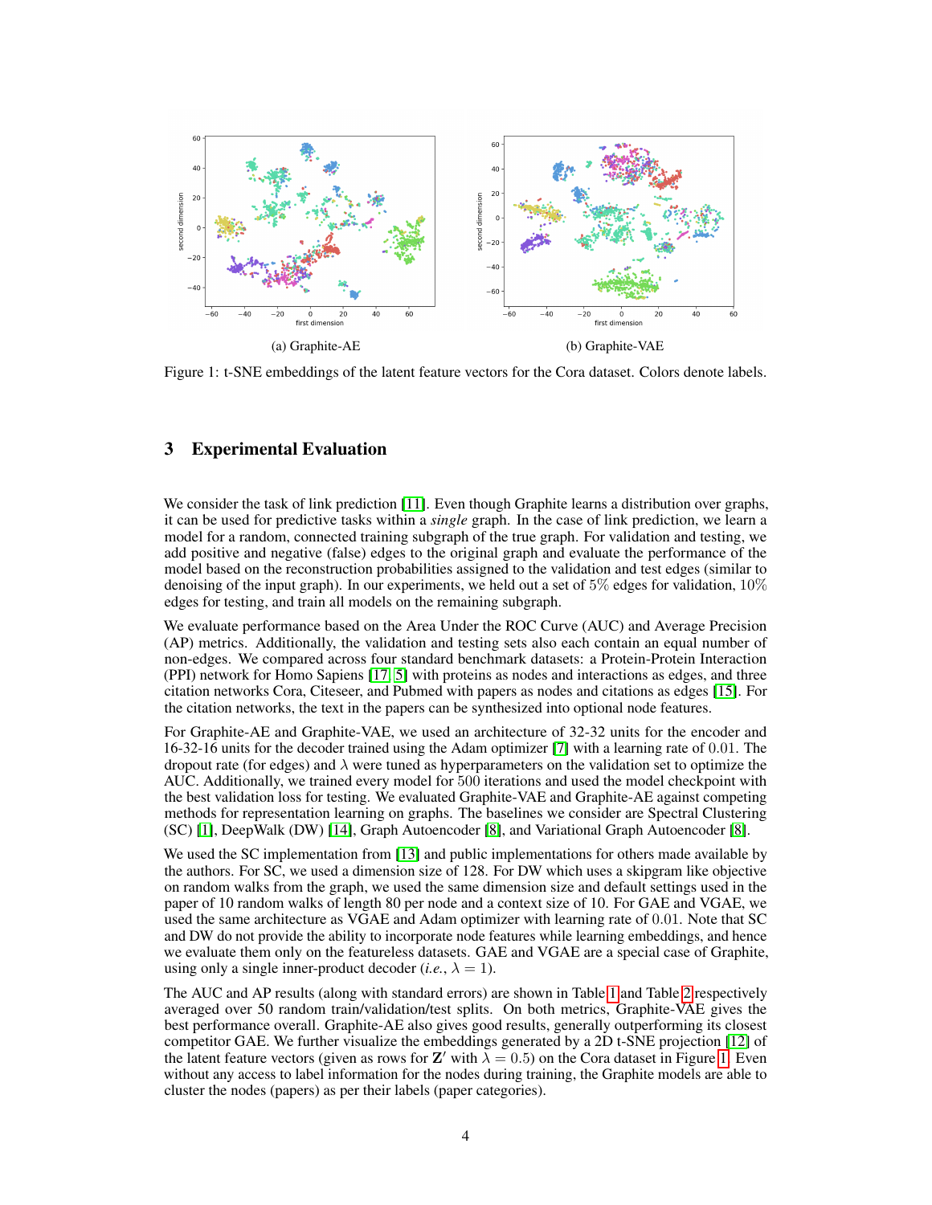(a) Graphite-AE

(b) Graphite-VAE

Figure 1: t-SNE embeddings of the latent feature vectors for the Cora dataset. Colors denote labels.

## 3 Experimental Evaluation

We consider the task of link prediction [11]. Even though Graphite learns a distribution over graphs, it can be used for predictive tasks within a *single* graph. In the case of link prediction, we learn a model for a random, connected training subgraph of the true graph. For validation and testing, we add positive and negative (false) edges to the original graph and evaluate the performance of the model based on the reconstruction probabilities assigned to the validation and test edges (similar to denoising of the input graph). In our experiments, we held out a set of $5\%$ edges for validation, $10\%$ edges for testing, and train all models on the remaining subgraph.

We evaluate performance based on the Area Under the ROC Curve (AUC) and Average Precision (AP) metrics. Additionally, the validation and testing sets also each contain an equal number of non-edges. We compared across four standard benchmark datasets: a Protein-Protein Interaction (PPI) network for Homo Sapiens [17, 5] with proteins as nodes and interactions as edges, and three citation networks Cora, Citeseer, and Pubmed with papers as nodes and citations as edges [15]. For the citation networks, the text in the papers can be synthesized into optional node features.

For Graphite-AE and Graphite-VAE, we used an architecture of 32-32 units for the encoder and 16-32-16 units for the decoder trained using the Adam optimizer [7] with a learning rate of $0.01$. The dropout rate (for edges) and $\lambda$ were tuned as hyperparameters on the validation set to optimize the AUC. Additionally, we trained every model for $500$ iterations and used the model checkpoint with the best validation loss for testing. We evaluated Graphite-VAE and Graphite-AE against competing methods for representation learning on graphs. The baselines we consider are Spectral Clustering (SC) [1], DeepWalk (DW) [14], Graph Autoencoder [8], and Variational Graph Autoencoder [8].

We used the SC implementation from [13] and public implementations for others made available by the authors. For SC, we used a dimension size of 128. For DW which uses a skipgram like objective on random walks from the graph, we used the same dimension size and default settings used in the paper of 10 random walks of length 80 per node and a context size of 10. For GAE and VGAE, we used the same architecture as VGAE and Adam optimizer with learning rate of $0.01$. Note that SC and DW do not provide the ability to incorporate node features while learning embeddings, and hence we evaluate them only on the featureless datasets. GAE and VGAE are a special case of Graphite, using only a single inner-product decoder (*i.e.*, $\lambda = 1$).

The AUC and AP results (along with standard errors) are shown in Table 1 and Table 2 respectively averaged over 50 random train/validation/test splits. On both metrics, Graphite-VAE gives the best performance overall. Graphite-AE also gives good results, generally outperforming its closest competitor GAE. We further visualize the embeddings generated by a 2D t-SNE projection [12] of the latent feature vectors (given as rows for $\mathbf{Z}'$ with $\lambda = 0.5$) on the Cora dataset in Figure 1. Even without any access to label information for the nodes during training, the Graphite models are able to cluster the nodes (papers) as per their labels (paper categories).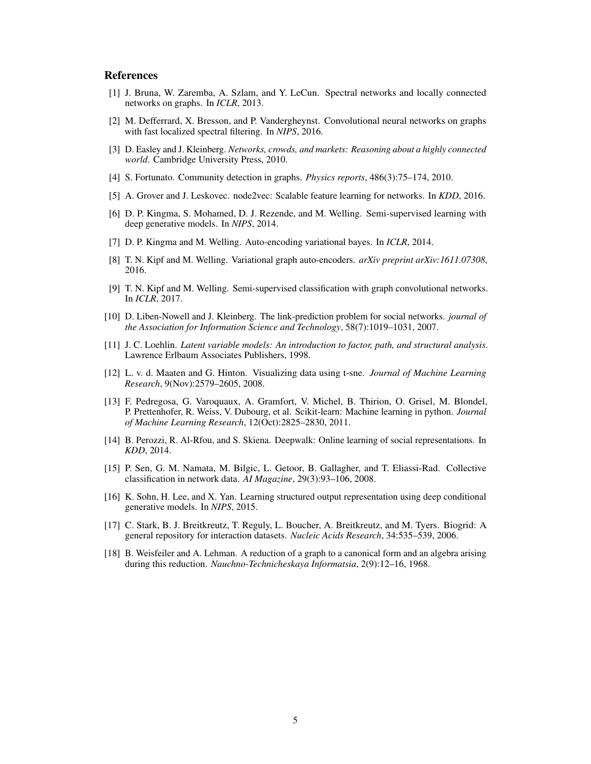## References

[1] J. Bruna, W. Zaremba, A. Szlam, and Y. LeCun. Spectral networks and locally connected networks on graphs. In *ICLR*, 2013.

[2] M. Defferrard, X. Bresson, and P. Vandergheynst. Convolutional neural networks on graphs with fast localized spectral filtering. In *NIPS*, 2016.

[3] D. Easley and J. Kleinberg. *Networks, crowds, and markets: Reasoning about a highly connected world*. Cambridge University Press, 2010.

[4] S. Fortunato. Community detection in graphs. *Physics reports*, 486(3):75–174, 2010.

[5] A. Grover and J. Leskovec. node2vec: Scalable feature learning for networks. In *KDD*, 2016.

[6] D. P. Kingma, S. Mohamed, D. J. Rezende, and M. Welling. Semi-supervised learning with deep generative models. In *NIPS*, 2014.

[7] D. P. Kingma and M. Welling. Auto-encoding variational bayes. In *ICLR*, 2014.

[8] T. N. Kipf and M. Welling. Variational graph auto-encoders. *arXiv preprint arXiv:1611.07308*, 2016.

[9] T. N. Kipf and M. Welling. Semi-supervised classification with graph convolutional networks. In *ICLR*, 2017.

[10] D. Liben-Nowell and J. Kleinberg. The link-prediction problem for social networks. *journal of the Association for Information Science and Technology*, 58(7):1019–1031, 2007.

[11] J. C. Loehlin. *Latent variable models: An introduction to factor, path, and structural analysis*. Lawrence Erlbaum Associates Publishers, 1998.

[12] L. v. d. Maaten and G. Hinton. Visualizing data using t-sne. *Journal of Machine Learning Research*, 9(Nov):2579–2605, 2008.

[13] F. Pedregosa, G. Varoquaux, A. Gramfort, V. Michel, B. Thirion, O. Grisel, M. Blondel, P. Prettenhofer, R. Weiss, V. Dubourg, et al. Scikit-learn: Machine learning in python. *Journal of Machine Learning Research*, 12(Oct):2825–2830, 2011.

[14] B. Perozzi, R. Al-Rfou, and S. Skiena. Deepwalk: Online learning of social representations. In *KDD*, 2014.

[15] P. Sen, G. M. Namata, M. Bilgic, L. Getoor, B. Gallagher, and T. Eliassi-Rad. Collective classification in network data. *AI Magazine*, 29(3):93–106, 2008.

[16] K. Sohn, H. Lee, and X. Yan. Learning structured output representation using deep conditional generative models. In *NIPS*, 2015.

[17] C. Stark, B. J. Breitkreutz, T. Reguly, L. Boucher, A. Breitkreutz, and M. Tyers. Biogrid: A general repository for interaction datasets. *Nucleic Acids Research*, 34:535–539, 2006.

[18] B. Weisfeiler and A. Lehman. A reduction of a graph to a canonical form and an algebra arising during this reduction. *Nauchno-Technicheskaya Informatsia*, 2(9):12–16, 1968.